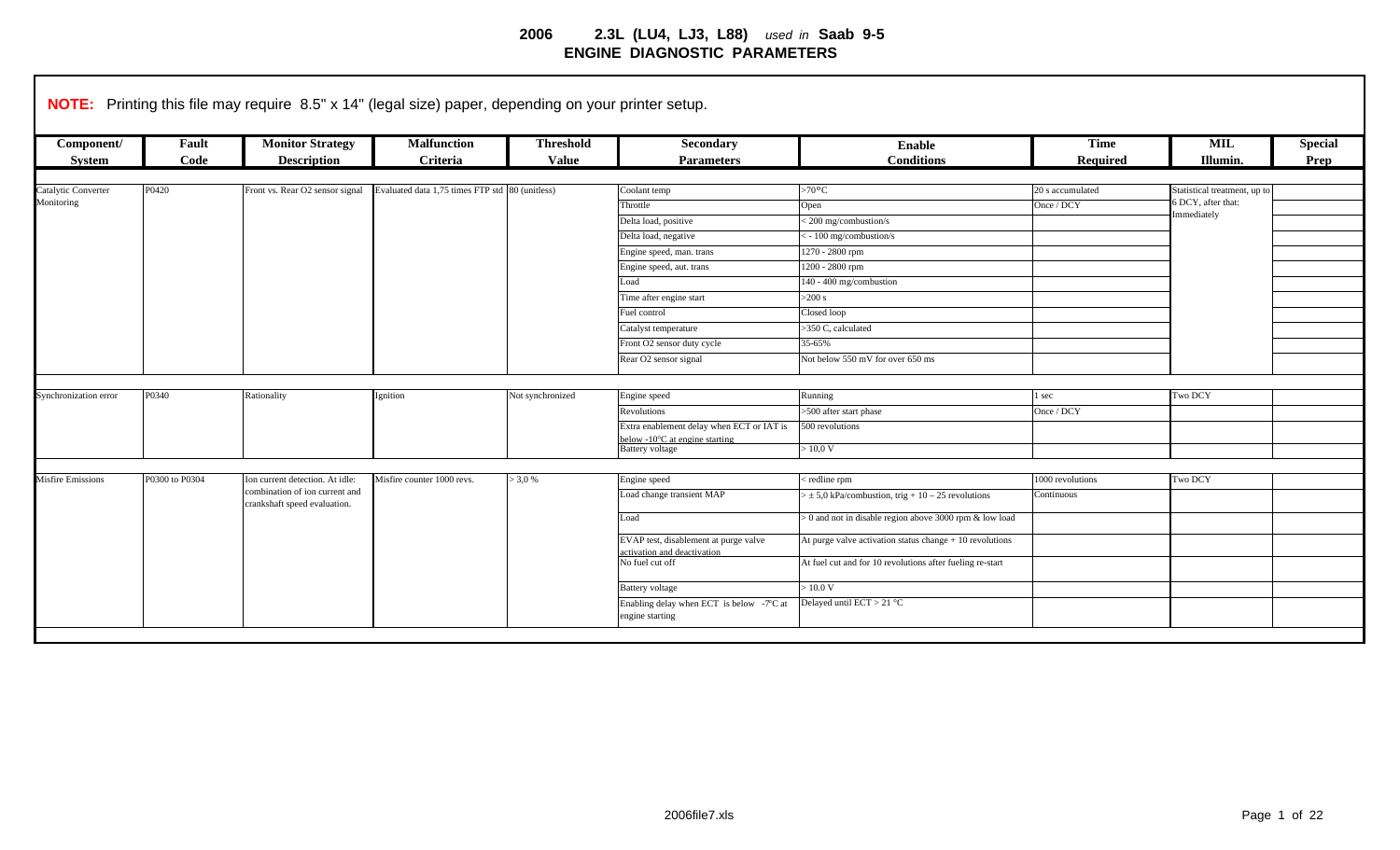# 2006 2.3L (LU4, LJ3, L88) *used in* Saab 9-5
## ENGINE DIAGNOSTIC PARAMETERS

**NOTE:** Printing this file may require 8.5" x 14" (legal size) paper, depending on your printer setup.

| Component/ System | Fault Code | Monitor Strategy Description | Malfunction Criteria | Threshold Value | Secondary Parameters | Enable Conditions | Time Required | MIL Illumin. | Special Prep |
|---|---|---|---|---|---|---|---|---|---|
| Catalytic Converter Monitoring | P0420 | Front vs. Rear O2 sensor signal | Evaluated data 1,75 times FTP std | 80 (unitless) | Coolant temp | >70°C | 20 s accumulated | Statistical treatment, up to 6 DCY, after that: Immediately | |
| | | | | | Throttle | Open | Once / DCY | | |
| | | | | | Delta load, positive | < 200 mg/combustion/s | | | |
| | | | | | Delta load, negative | < - 100 mg/combustion/s | | | |
| | | | | | Engine speed, man. trans | 1270 - 2800 rpm | | | |
| | | | | | Engine speed, aut. trans | 1200 - 2800 rpm | | | |
| | | | | | Load | 140 - 400 mg/combustion | | | |
| | | | | | Time after engine start | >200 s | | | |
| | | | | | Fuel control | Closed loop | | | |
| | | | | | Catalyst temperature | >350 C, calculated | | | |
| | | | | | Front O2 sensor duty cycle | 35-65% | | | |
| | | | | | Rear O2 sensor signal | Not below 550 mV for over 650 ms | | | |
| Synchronization error | P0340 | Rationality | Ignition | Not synchronized | Engine speed | Running | 1 sec | Two DCY | |
| | | | | | Revolutions | >500 after start phase | Once / DCY | | |
| | | | | | Extra enablement delay when ECT or IAT is below -10°C at engine starting | 500 revolutions | | | |
| | | | | | Battery voltage | > 10,0 V | | | |
| Misfire Emissions | P0300 to P0304 | Ion current detection. At idle: combination of ion current and crankshaft speed evaluation. | Misfire counter 1000 revs. | > 3,0 % | Engine speed | < redline rpm | 1000 revolutions | Two DCY | |
| | | | | | Load change transient MAP | > ± 5,0 kPa/combustion, trig + 10 – 25 revolutions | Continuous | | |
| | | | | | Load | > 0 and not in disable region above 3000 rpm & low load | | | |
| | | | | | EVAP test, disablement at purge valve activation and deactivation | At purge valve activation status change + 10 revolutions | | | |
| | | | | | No fuel cut off | At fuel cut and for 10 revolutions after fueling re-start | | | |
| | | | | | Battery voltage | > 10.0 V | | | |
| | | | | | Enabling delay when ECT is below -7°C at engine starting | Delayed until ECT > 21 °C | | | |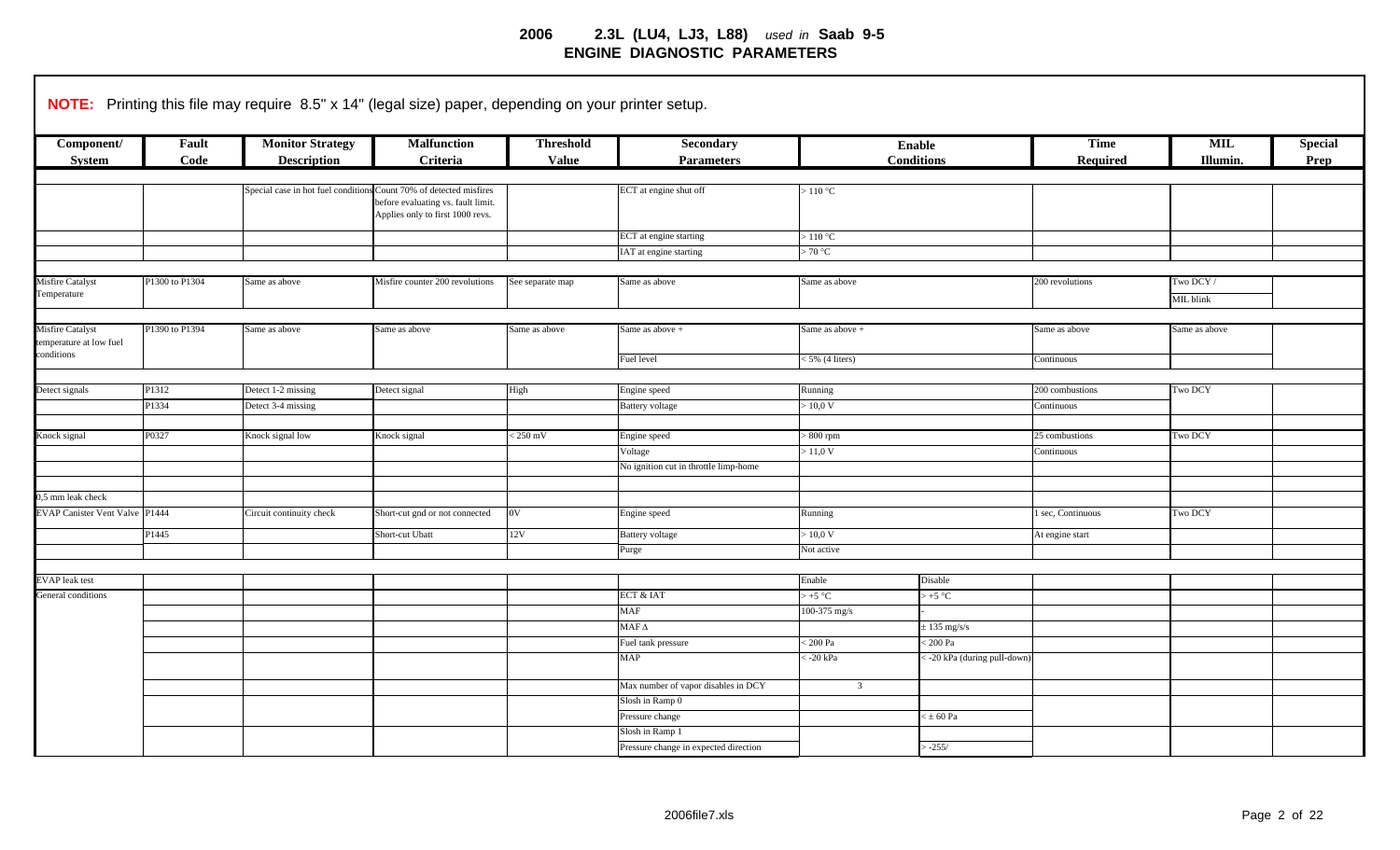# 2006 2.3L (LU4, LJ3, L88) *used in* Saab 9-5
## ENGINE DIAGNOSTIC PARAMETERS

**NOTE:** Printing this file may require 8.5" x 14" (legal size) paper, depending on your printer setup.

| Component/ System | Fault Code | Monitor Strategy Description | Malfunction Criteria | Threshold Value | Secondary Parameters | Enable Conditions | | Time Required | MIL Illumin. | Special Prep |
|---|---|---|---|---|---|---|---|---|---|---|
| | | Special case in hot fuel conditions | Count 70% of detected misfires before evaluating vs. fault limit. Applies only to first 1000 revs. | | ECT at engine shut off | > 110 °C | | | | |
| | | | | | ECT at engine starting | > 110 °C | | | | |
| | | | | | IAT at engine starting | > 70 °C | | | | |
| Misfire Catalyst Temperature | P1300 to P1304 | Same as above | Misfire counter 200 revolutions | See separate map | Same as above | Same as above | | 200 revolutions | Two DCY / MIL blink | |
| Misfire Catalyst temperature at low fuel conditions | P1390 to P1394 | Same as above | Same as above | Same as above | Same as above + | Same as above + | | Same as above | Same as above | |
| | | | | | Fuel level | < 5% (4 liters) | | Continuous | | |
| Detect signals | P1312 | Detect 1-2 missing | Detect signal | High | Engine speed | Running | | 200 combustions | Two DCY | |
| | P1334 | Detect 3-4 missing | | | Battery voltage | > 10,0 V | | Continuous | | |
| Knock signal | P0327 | Knock signal low | Knock signal | < 250 mV | Engine speed | > 800 rpm | | 25 combustions | Two DCY | |
| | | | | | Voltage | > 11,0 V | | Continuous | | |
| | | | | | No ignition cut in throttle limp-home | | | | | |
| 0,5 mm leak check | | | | | | | | | | |
| EVAP Canister Vent Valve | P1444 | Circuit continuity check | Short-cut gnd or not connected | 0V | Engine speed | Running | | 1 sec, Continuous | Two DCY | |
| | P1445 | | Short-cut Ubatt | 12V | Battery voltage | > 10,0 V | | At engine start | | |
| | | | | | Purge | Not active | | | | |
| EVAP leak test | | | | | | Enable | Disable | | | |
| General conditions | | | | | ECT & IAT | > +5 °C | > +5 °C | | | |
| | | | | | MAF | 100-375 mg/s | - | | | |
| | | | | | MAF Δ | | ± 135 mg/s/s | | | |
| | | | | | Fuel tank pressure | < 200 Pa | < 200 Pa | | | |
| | | | | | MAP | < -20 kPa | < -20 kPa (during pull-down) | | | |
| | | | | | Max number of vapor disables in DCY | 3 | | | | |
| | | | | | Slosh in Ramp 0 | | | | | |
| | | | | | Pressure change | | < ± 60 Pa | | | |
| | | | | | Slosh in Ramp 1 | | | | | |
| | | | | | Pressure change in expected direction | | > -255/ | | | |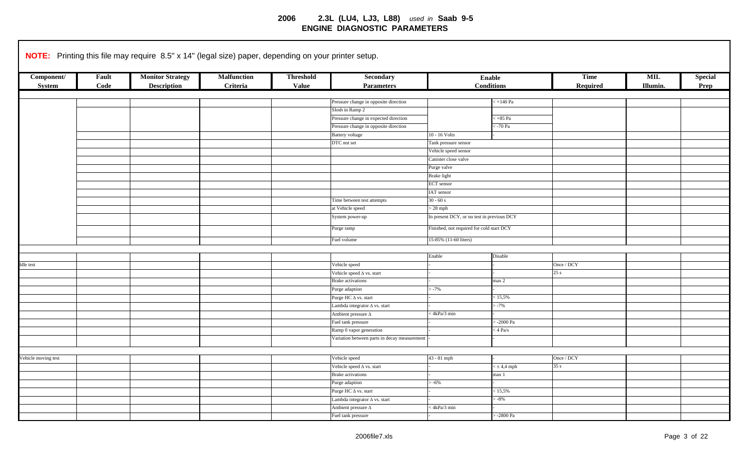**NOTE:** Printing this file may require 8.5" x 14" (legal size) paper, depending on your printer setup.

| Component/ System | Fault Code | Monitor Strategy Description | Malfunction Criteria | Threshold Value | Secondary Parameters | Enable Conditions | | Time Required | MIL Illumin. | Special Prep |
|---|---|---|---|---|---|---|---|---|---|---|
| | | | | | | | | | | |
| | | | | | Pressure change in opposite direction | | < +140 Pa | | | |
| | | | | | Slosh in Ramp 2 | | | | | |
| | | | | | Pressure change in expected direction | | < +85 Pa | | | |
| | | | | | Pressure change in opposite direction | | < -70 Pa | | | |
| | | | | | Battery voltage | 10 - 16 Volts | - | | | |
| | | | | | DTC not set | Tank pressure sensor | | | | |
| | | | | | | Vehicle speed sensor | | | | |
| | | | | | | Canister close valve | | | | |
| | | | | | | Purge valve | | | | |
| | | | | | | Brake light | | | | |
| | | | | | | ECT sensor | | | | |
| | | | | | | IAT sensor | | | | |
| | | | | | Time between test attempts | 30 - 60 s | | | | |
| | | | | | at Vehicle speed | > 28 mph | | | | |
| | | | | | System power-up | In present DCY, or no test in previous DCY | | | | |
| | | | | | Purge ramp | Finished, not required for cold start DCY | | | | |
| | | | | | Fuel volume | 15-85% (11-60 liters) | | | | |
| | | | | | | | | | | |
| | | | | | | Enable | Disable | | | |
| Idle test | | | | | Vehicle speed | - | - | Once / DCY | | |
| | | | | | Vehicle speed Δ vs. start | - | - | 25 s | | |
| | | | | | Brake activations | - | max 2 | | | |
| | | | | | Purge adaption | > -7% | - | | | |
| | | | | | Purge HC Δ vs. start | - | < 15,5% | | | |
| | | | | | Lambda integrator Δ vs. start | - | > -7% | | | |
| | | | | | Ambient pressure Δ | < 4kPa/3 min | - | | | |
| | | | | | Fuel tank pressure | - | > -2000 Pa | | | |
| | | | | | Ramp 0 vapor generation | - | < 4 Pa/s | | | |
| | | | | | Variation between parts in decay measurement | - | - | | | |
| | | | | | | | | | | |
| Vehicle moving test | | | | | Vehicle speed | 43 - 81 mph | - | Once / DCY | | |
| | | | | | Vehicle speed Δ vs. start | - | < ± 4,4 mph | 35 s | | |
| | | | | | Brake activations | - | max 1 | | | |
| | | | | | Purge adaption | > -6% | - | | | |
| | | | | | Purge HC Δ vs. start | - | < 15,5% | | | |
| | | | | | Lambda integrator Δ vs. start | - | > -8% | | | |
| | | | | | Ambient pressure Δ | < 4kPa/3 min | - | | | |
| | | | | | Fuel tank pressure | - | > -2800 Pa | | | |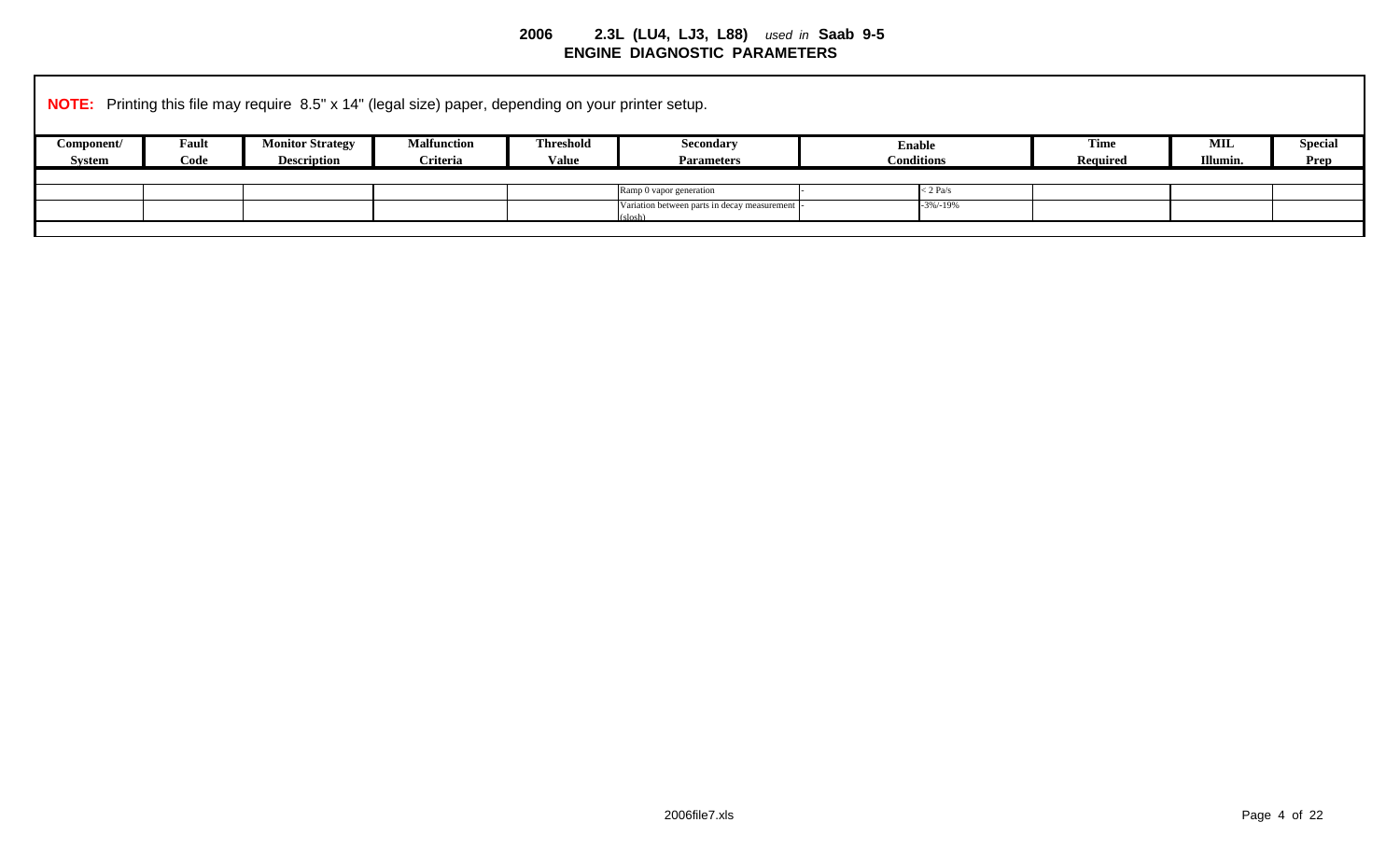# 2006 2.3L (LU4, LJ3, L88) *used in* Saab 9-5
## ENGINE DIAGNOSTIC PARAMETERS

**NOTE:** Printing this file may require 8.5" x 14" (legal size) paper, depending on your printer setup.

| Component/ System | Fault Code | Monitor Strategy Description | Malfunction Criteria | Threshold Value | Secondary Parameters | Enable Conditions | | Time Required | MIL Illumin. | Special Prep |
|---|---|---|---|---|---|---|---|---|---|---|
| | | | | | | | | | | |
| | | | | | Ramp 0 vapor generation | - | < 2 Pa/s | | | |
| | | | | | Variation between parts in decay measurement (slosh) | - | -3%/-19% | | | |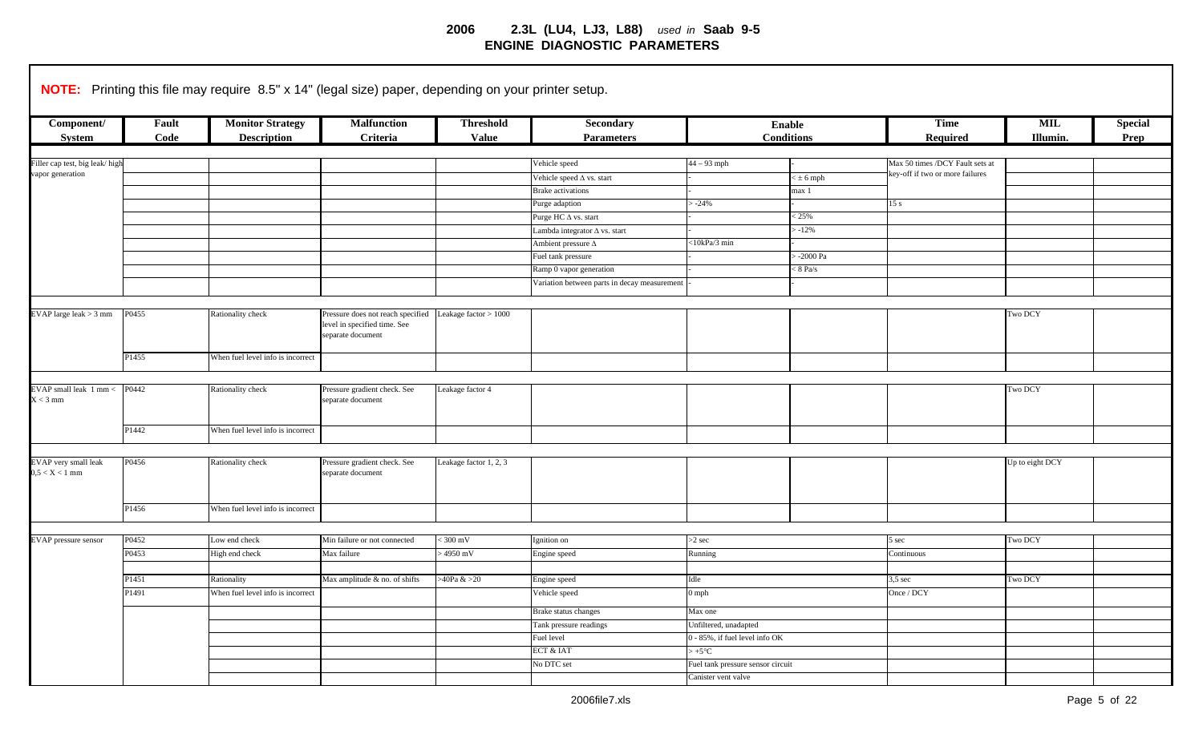# 2006 2.3L (LU4, LJ3, L88) *used in* Saab 9-5
## ENGINE DIAGNOSTIC PARAMETERS

**NOTE:** Printing this file may require 8.5" x 14" (legal size) paper, depending on your printer setup.

| Component/ System | Fault Code | Monitor Strategy Description | Malfunction Criteria | Threshold Value | Secondary Parameters | Enable Conditions | | Time Required | MIL Illumin. | Special Prep |
|---|---|---|---|---|---|---|---|---|---|---|
| Filler cap test, big leak/ high vapor generation | | | | | Vehicle speed | 44 – 93 mph | - | Max 50 times /DCY Fault sets at key-off if two or more failures | | |
| | | | | | Vehicle speed Δ vs. start | - | < ± 6 mph | | | |
| | | | | | Brake activations | - | max 1 | | | |
| | | | | | Purge adaption | > -24% | - | 15 s | | |
| | | | | | Purge HC Δ vs. start | - | < 25% | | | |
| | | | | | Lambda integrator Δ vs. start | - | > -12% | | | |
| | | | | | Ambient pressure Δ | <10kPa/3 min | - | | | |
| | | | | | Fuel tank pressure | - | > -2000 Pa | | | |
| | | | | | Ramp 0 vapor generation | - | < 8 Pa/s | | | |
| | | | | | Variation between parts in decay measurement | - | - | | | |
| EVAP large leak > 3 mm | P0455 | Rationality check | Pressure does not reach specified level in specified time. See separate document | Leakage factor > 1000 | | | | | Two DCY | |
| | P1455 | When fuel level info is incorrect | | | | | | | | |
| EVAP small leak 1 mm < X < 3 mm | P0442 | Rationality check | Pressure gradient check. See separate document | Leakage factor 4 | | | | | Two DCY | |
| | P1442 | When fuel level info is incorrect | | | | | | | | |
| EVAP very small leak 0,5 < X < 1 mm | P0456 | Rationality check | Pressure gradient check. See separate document | Leakage factor 1, 2, 3 | | | | | Up to eight DCY | |
| | P1456 | When fuel level info is incorrect | | | | | | | | |
| EVAP pressure sensor | P0452 | Low end check | Min failure or not connected | < 300 mV | Ignition on | >2 sec | | 5 sec | Two DCY | |
| | P0453 | High end check | Max failure | > 4950 mV | Engine speed | Running | | Continuous | | |
| | P1451 | Rationality | Max amplitude & no. of shifts | >40Pa & >20 | Engine speed | Idle | | 3,5 sec | Two DCY | |
| | P1491 | When fuel level info is incorrect | | | Vehicle speed | 0 mph | | Once / DCY | | |
| | | | | | Brake status changes | Max one | | | | |
| | | | | | Tank pressure readings | Unfiltered, unadapted | | | | |
| | | | | | Fuel level | 0 - 85%, if fuel level info OK | | | | |
| | | | | | ECT & IAT | > +5°C | | | | |
| | | | | | No DTC set | Fuel tank pressure sensor circuit | | | | |
| | | | | | | Canister vent valve | | | | |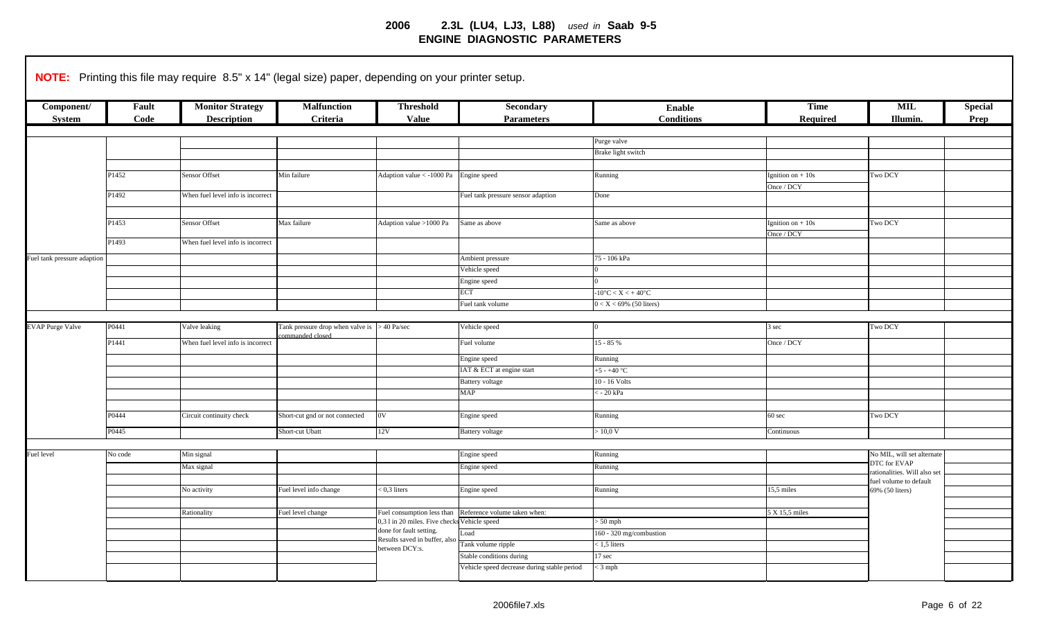**NOTE:** Printing this file may require 8.5" x 14" (legal size) paper, depending on your printer setup.

| Component/ System | Fault Code | Monitor Strategy Description | Malfunction Criteria | Threshold Value | Secondary Parameters | Enable Conditions | Time Required | MIL Illumin. | Special Prep |
|---|---|---|---|---|---|---|---|---|---|
| | | | | | | Purge valve | | | |
| | | | | | | Brake light switch | | | |
| | P1452 | Sensor Offset | Min failure | Adaption value < -1000 Pa | Engine speed | Running | Ignition on + 10s | Two DCY | |
| | | | | | | | Once / DCY | | |
| | P1492 | When fuel level info is incorrect | | | Fuel tank pressure sensor adaption | Done | | | |
| | P1453 | Sensor Offset | Max failure | Adaption value >1000 Pa | Same as above | Same as above | Ignition on + 10s | Two DCY | |
| | | | | | | | Once / DCY | | |
| | P1493 | When fuel level info is incorrect | | | | | | | |
| Fuel tank pressure adaption | | | | | Ambient pressure | 75 - 106 kPa | | | |
| | | | | | Vehicle speed | 0 | | | |
| | | | | | Engine speed | 0 | | | |
| | | | | | ECT | -10°C < X < + 40°C | | | |
| | | | | | Fuel tank volume | 0 < X < 69% (50 liters) | | | |
| EVAP Purge Valve | P0441 | Valve leaking | Tank pressure drop when valve is commanded closed | > 40 Pa/sec | Vehicle speed | 0 | 3 sec | Two DCY | |
| | P1441 | When fuel level info is incorrect | | | Fuel volume | 15 - 85 % | Once / DCY | | |
| | | | | | Engine speed | Running | | | |
| | | | | | IAT & ECT at engine start | +5 - +40 °C | | | |
| | | | | | Battery voltage | 10 - 16 Volts | | | |
| | | | | | MAP | < - 20 kPa | | | |
| | P0444 | Circuit continuity check | Short-cut gnd or not connected | 0V | Engine speed | Running | 60 sec | Two DCY | |
| | P0445 | | Short-cut Ubatt | 12V | Battery voltage | > 10,0 V | Continuous | | |
| Fuel level | No code | Min signal | | | Engine speed | Running | | No MIL, will set alternate DTC for EVAP rationalities. Will also set fuel volume to default 69% (50 liters) | |
| | | Max signal | | | Engine speed | Running | | | |
| | | No activity | Fuel level info change | < 0,3 liters | Engine speed | Running | 15,5 miles | | |
| | | Rationality | Fuel level change | Fuel consumption less than 0,3 l in 20 miles. Five checks done for fault setting. Results saved in buffer, also between DCY:s. | Reference volume taken when: | | 5 X 15,5 miles | | |
| | | | | | Vehicle speed | > 50 mph | | | |
| | | | | | Load | 160 - 320 mg/combustion | | | |
| | | | | | Tank volume ripple | < 1,5 liters | | | |
| | | | | | Stable conditions during | 17 sec | | | |
| | | | | | Vehicle speed decrease during stable period | < 3 mph | | | |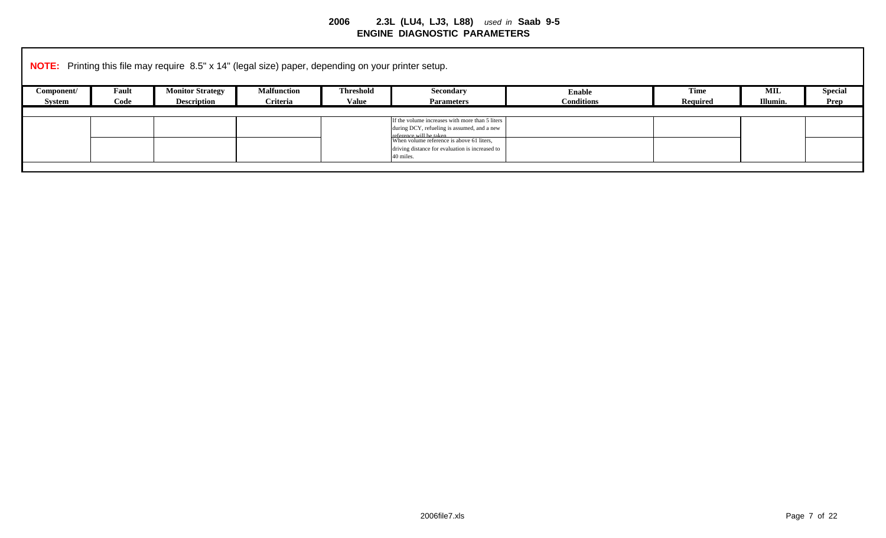**2006 2.3L (LU4, LJ3, L88)** *used in* **Saab 9-5**
**ENGINE DIAGNOSTIC PARAMETERS**

**NOTE:** Printing this file may require 8.5" x 14" (legal size) paper, depending on your printer setup.

| Component/ System | Fault Code | Monitor Strategy Description | Malfunction Criteria | Threshold Value | Secondary Parameters | Enable Conditions | Time Required | MIL Illumin. | Special Prep |
|---|---|---|---|---|---|---|---|---|---|
| | | | | | If the volume increases with more than 5 liters during DCY, refueling is assumed, and a new reference will be taken. | | | | |
| | | | | | When volume reference is above 61 liters, driving distance for evaluation is increased to 40 miles. | | | | |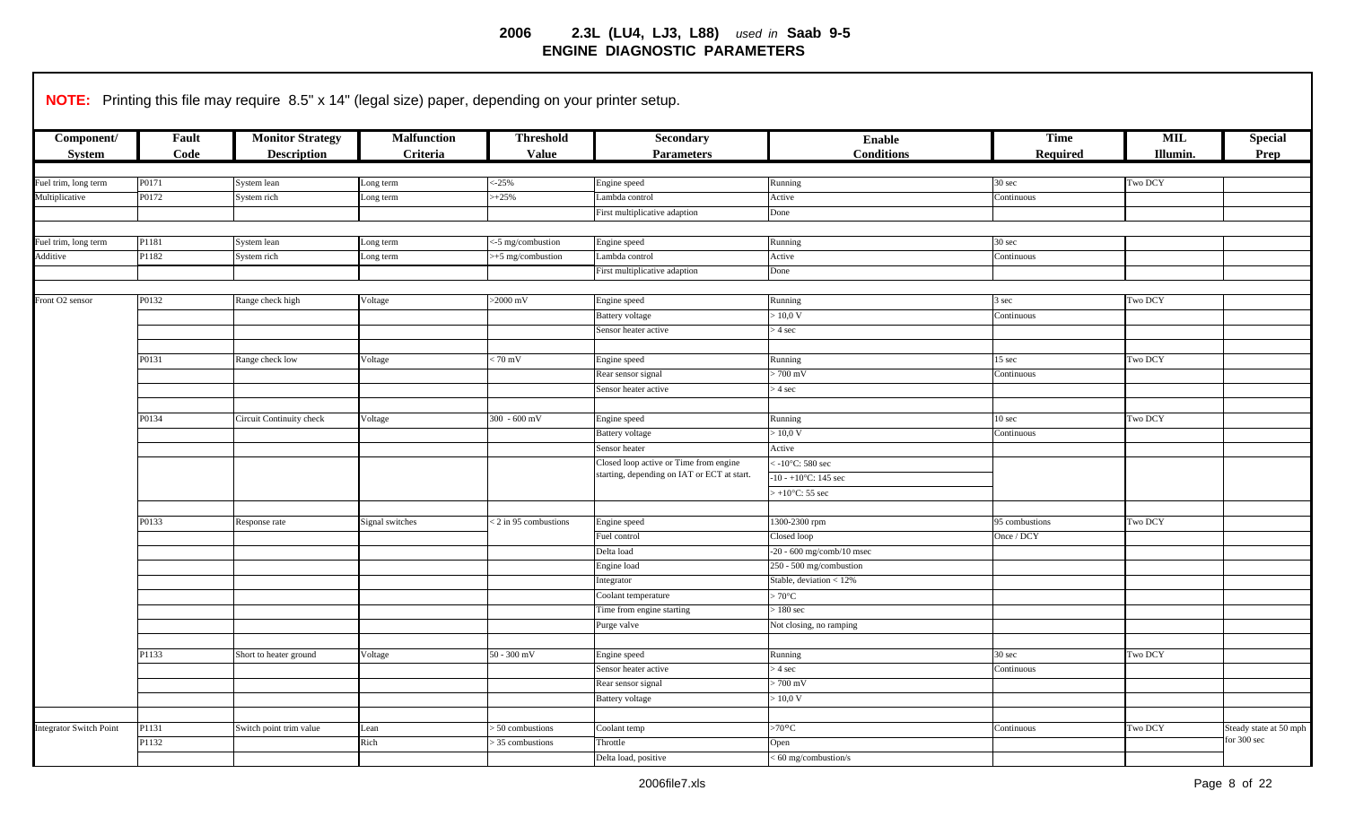# 2006 2.3L (LU4, LJ3, L88) *used in* Saab 9-5
## ENGINE DIAGNOSTIC PARAMETERS

**NOTE:** Printing this file may require 8.5" x 14" (legal size) paper, depending on your printer setup.

| Component/ System | Fault Code | Monitor Strategy Description | Malfunction Criteria | Threshold Value | Secondary Parameters | Enable Conditions | Time Required | MIL Illumin. | Special Prep |
|---|---|---|---|---|---|---|---|---|---|
| Fuel trim, long term | P0171 | System lean | Long term | <-25% | Engine speed | Running | 30 sec | Two DCY | |
| Multiplicative | P0172 | System rich | Long term | >+25% | Lambda control | Active | Continuous | | |
| | | | | | First multiplicative adaption | Done | | | |
| Fuel trim, long term | P1181 | System lean | Long term | <-5 mg/combustion | Engine speed | Running | 30 sec | | |
| Additive | P1182 | System rich | Long term | >+5 mg/combustion | Lambda control | Active | Continuous | | |
| | | | | | First multiplicative adaption | Done | | | |
| Front O2 sensor | P0132 | Range check high | Voltage | >2000 mV | Engine speed | Running | 3 sec | Two DCY | |
| | | | | | Battery voltage | > 10,0 V | Continuous | | |
| | | | | | Sensor heater active | > 4 sec | | | |
| | P0131 | Range check low | Voltage | < 70 mV | Engine speed | Running | 15 sec | Two DCY | |
| | | | | | Rear sensor signal | > 700 mV | Continuous | | |
| | | | | | Sensor heater active | > 4 sec | | | |
| | P0134 | Circuit Continuity check | Voltage | 300 - 600 mV | Engine speed | Running | 10 sec | Two DCY | |
| | | | | | Battery voltage | > 10,0 V | Continuous | | |
| | | | | | Sensor heater | Active | | | |
| | | | | | Closed loop active or Time from engine starting, depending on IAT or ECT at start. | < -10°C: 580 sec | | | |
| | | | | | | -10 - +10°C: 145 sec | | | |
| | | | | | | > +10°C: 55 sec | | | |
| | P0133 | Response rate | Signal switches | < 2 in 95 combustions | Engine speed | 1300-2300 rpm | 95 combustions | Two DCY | |
| | | | | | Fuel control | Closed loop | Once / DCY | | |
| | | | | | Delta load | -20 - 600 mg/comb/10 msec | | | |
| | | | | | Engine load | 250 - 500 mg/combustion | | | |
| | | | | | Integrator | Stable, deviation < 12% | | | |
| | | | | | Coolant temperature | > 70°C | | | |
| | | | | | Time from engine starting | > 180 sec | | | |
| | | | | | Purge valve | Not closing, no ramping | | | |
| | P1133 | Short to heater ground | Voltage | 50 - 300 mV | Engine speed | Running | 30 sec | Two DCY | |
| | | | | | Sensor heater active | > 4 sec | Continuous | | |
| | | | | | Rear sensor signal | > 700 mV | | | |
| | | | | | Battery voltage | > 10,0 V | | | |
| Integrator Switch Point | P1131 | Switch point trim value | Lean | > 50 combustions | Coolant temp | >70°C | Continuous | Two DCY | Steady state at 50 mph for 300 sec |
| | P1132 | | Rich | > 35 combustions | Throttle | Open | | | |
| | | | | | Delta load, positive | < 60 mg/combustion/s | | | |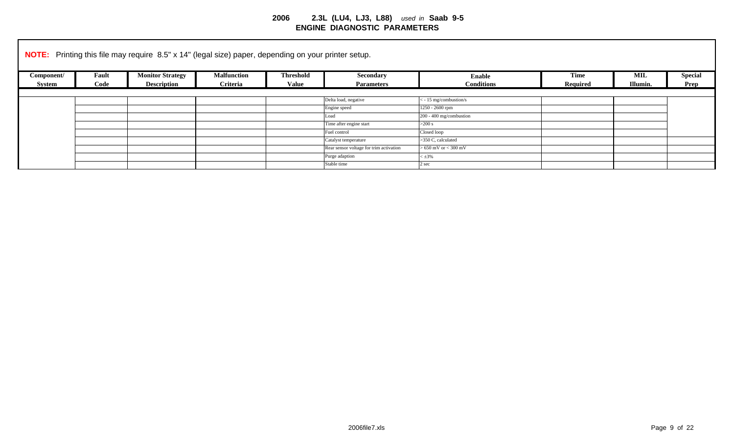**2006 2.3L (LU4, LJ3, L88)** *used in* **Saab 9-5**
**ENGINE DIAGNOSTIC PARAMETERS**

**NOTE:** Printing this file may require 8.5" x 14" (legal size) paper, depending on your printer setup.

| Component/ System | Fault Code | Monitor Strategy Description | Malfunction Criteria | Threshold Value | Secondary Parameters | Enable Conditions | Time Required | MIL Illumin. | Special Prep |
|---|---|---|---|---|---|---|---|---|---|
| | | | | | Delta load, negative | < - 15 mg/combustion/s | | | |
| | | | | | Engine speed | 1250 - 2600 rpm | | | |
| | | | | | Load | 200 - 400 mg/combustion | | | |
| | | | | | Time after engine start | >200 s | | | |
| | | | | | Fuel control | Closed loop | | | |
| | | | | | Catalyst temperature | >350 C, calculated | | | |
| | | | | | Rear sensor voltage for trim activation | > 650 mV or < 300 mV | | | |
| | | | | | Purge adaption | < ±3% | | | |
| | | | | | Stable time | 2 sec | | | |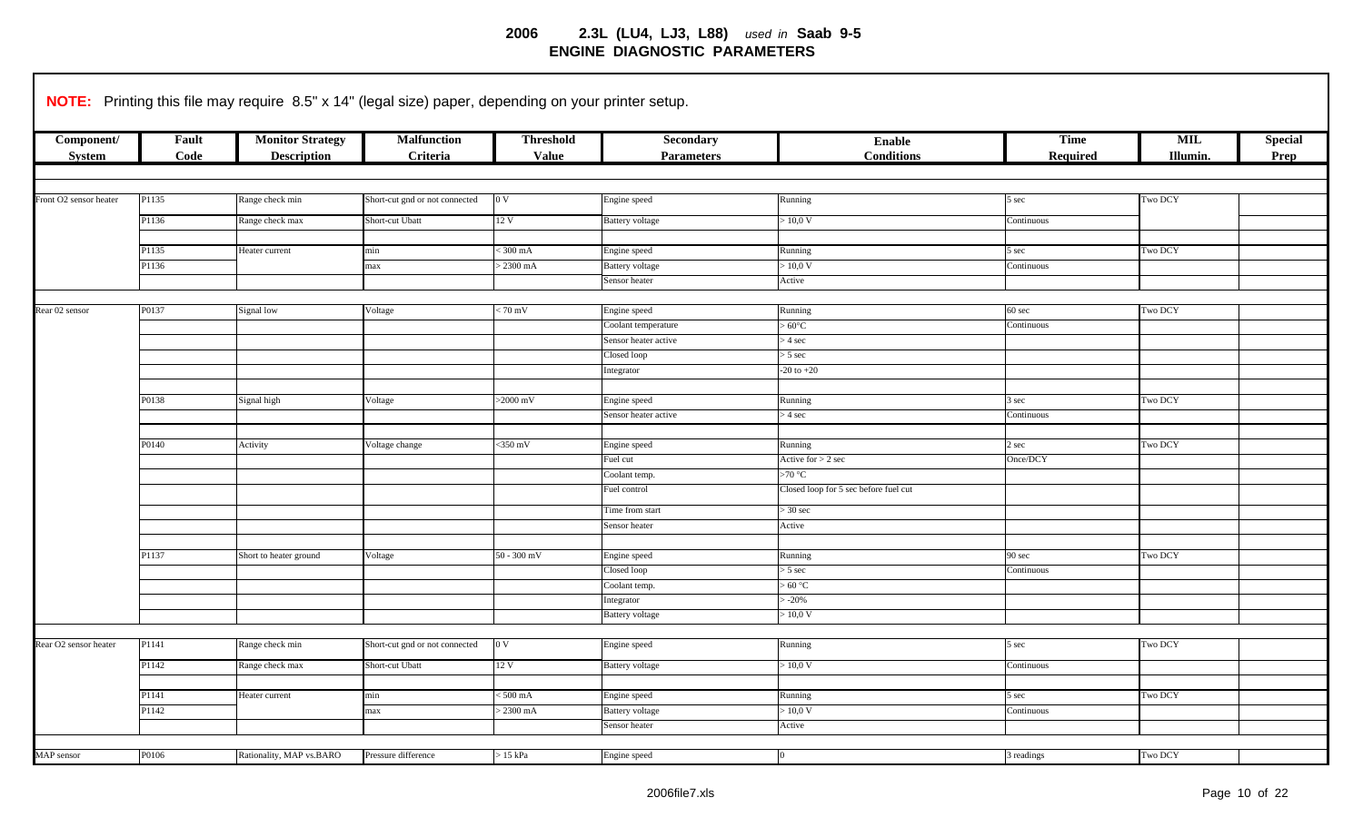# 2006 2.3L (LU4, LJ3, L88) *used in* Saab 9-5
## ENGINE DIAGNOSTIC PARAMETERS

**NOTE:** Printing this file may require 8.5" x 14" (legal size) paper, depending on your printer setup.

| Component/ System | Fault Code | Monitor Strategy Description | Malfunction Criteria | Threshold Value | Secondary Parameters | Enable Conditions | Time Required | MIL Illumin. | Special Prep |
|---|---|---|---|---|---|---|---|---|---|
| Front O2 sensor heater | P1135 | Range check min | Short-cut gnd or not connected | 0 V | Engine speed | Running | 5 sec | Two DCY | |
| | P1136 | Range check max | Short-cut Ubatt | 12 V | Battery voltage | > 10,0 V | Continuous | | |
| | P1135 | Heater current | min | < 300 mA | Engine speed | Running | 5 sec | Two DCY | |
| | P1136 | | max | > 2300 mA | Battery voltage | > 10,0 V | Continuous | | |
| | | | | | Sensor heater | Active | | | |
| Rear 02 sensor | P0137 | Signal low | Voltage | < 70 mV | Engine speed | Running | 60 sec | Two DCY | |
| | | | | | Coolant temperature | > 60°C | Continuous | | |
| | | | | | Sensor heater active | > 4 sec | | | |
| | | | | | Closed loop | > 5 sec | | | |
| | | | | | Integrator | -20 to +20 | | | |
| | P0138 | Signal high | Voltage | >2000 mV | Engine speed | Running | 3 sec | Two DCY | |
| | | | | | Sensor heater active | > 4 sec | Continuous | | |
| | P0140 | Activity | Voltage change | <350 mV | Engine speed | Running | 2 sec | Two DCY | |
| | | | | | Fuel cut | Active for > 2 sec | Once/DCY | | |
| | | | | | Coolant temp. | >70 °C | | | |
| | | | | | Fuel control | Closed loop for 5 sec before fuel cut | | | |
| | | | | | Time from start | > 30 sec | | | |
| | | | | | Sensor heater | Active | | | |
| | P1137 | Short to heater ground | Voltage | 50 - 300 mV | Engine speed | Running | 90 sec | Two DCY | |
| | | | | | Closed loop | > 5 sec | Continuous | | |
| | | | | | Coolant temp. | > 60 °C | | | |
| | | | | | Integrator | > -20% | | | |
| | | | | | Battery voltage | > 10,0 V | | | |
| Rear O2 sensor heater | P1141 | Range check min | Short-cut gnd or not connected | 0 V | Engine speed | Running | 5 sec | Two DCY | |
| | P1142 | Range check max | Short-cut Ubatt | 12 V | Battery voltage | > 10,0 V | Continuous | | |
| | P1141 | Heater current | min | < 500 mA | Engine speed | Running | 5 sec | Two DCY | |
| | P1142 | | max | > 2300 mA | Battery voltage | > 10,0 V | Continuous | | |
| | | | | | Sensor heater | Active | | | |
| MAP sensor | P0106 | Rationality, MAP vs.BARO | Pressure difference | > 15 kPa | Engine speed | 0 | 3 readings | Two DCY | |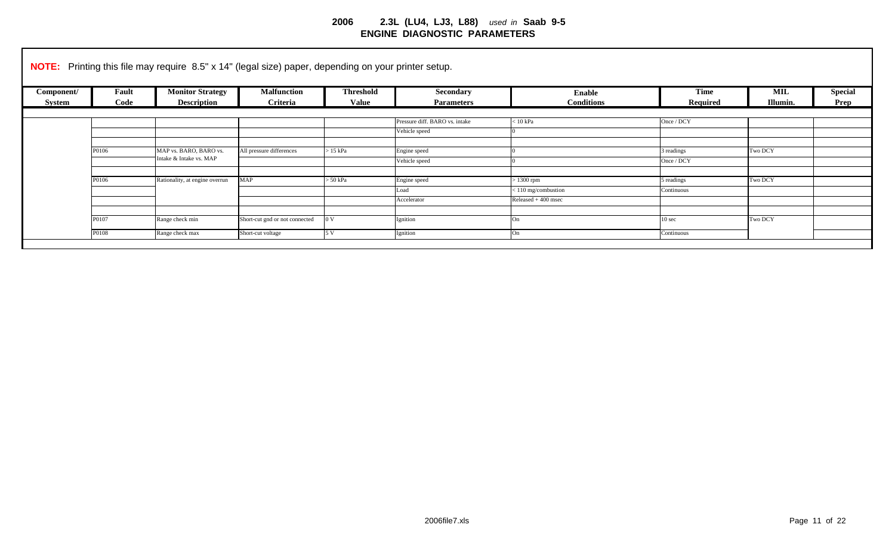**2006 2.3L (LU4, LJ3, L88)** *used in* **Saab 9-5**
**ENGINE DIAGNOSTIC PARAMETERS**

**NOTE:** Printing this file may require 8.5" x 14" (legal size) paper, depending on your printer setup.

| Component/ System | Fault Code | Monitor Strategy Description | Malfunction Criteria | Threshold Value | Secondary Parameters | Enable Conditions | Time Required | MIL Illumin. | Special Prep |
|---|---|---|---|---|---|---|---|---|---|
| | | | | | Pressure diff. BARO vs. intake | < 10 kPa | Once / DCY | | |
| | | | | | Vehicle speed | 0 | | | |
| | | | | | | | | | |
| | P0106 | MAP vs. BARO, BARO vs. Intake & Intake vs. MAP | All pressure differences | > 15 kPa | Engine speed | 0 | 3 readings | Two DCY | |
| | | | | | Vehicle speed | 0 | Once / DCY | | |
| | | | | | | | | | |
| | P0106 | Rationality, at engine overrun | MAP | > 50 kPa | Engine speed | > 1300 rpm | 5 readings | Two DCY | |
| | | | | | Load | < 110 mg/combustion | Continuous | | |
| | | | | | Accelerator | Released + 400 msec | | | |
| | | | | | | | | | |
| | P0107 | Range check min | Short-cut gnd or not connected | 0 V | Ignition | On | 10 sec | Two DCY | |
| | P0108 | Range check max | Short-cut voltage | 5 V | Ignition | On | Continuous | | |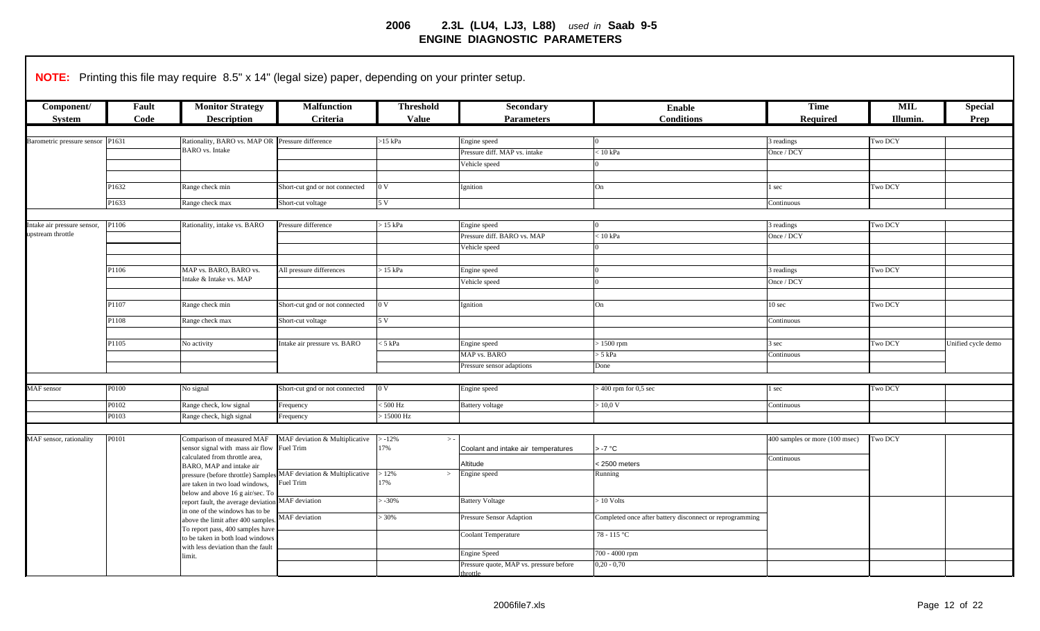# 2006 2.3L (LU4, LJ3, L88) *used in* Saab 9-5
## ENGINE DIAGNOSTIC PARAMETERS

**NOTE:** Printing this file may require 8.5" x 14" (legal size) paper, depending on your printer setup.

| Component/ System | Fault Code | Monitor Strategy Description | Malfunction Criteria | Threshold Value | Secondary Parameters | Enable Conditions | Time Required | MIL Illumin. | Special Prep |
|---|---|---|---|---|---|---|---|---|---|
| Barometric pressure sensor | P1631 | Rationality, BARO vs. MAP OR BARO vs. Intake | Pressure difference | >15 kPa | Engine speed | 0 | 3 readings | Two DCY | |
| | | | | | Pressure diff. MAP vs. intake | < 10 kPa | Once / DCY | | |
| | | | | | Vehicle speed | 0 | | | |
| | P1632 | Range check min | Short-cut gnd or not connected | 0 V | Ignition | On | 1 sec | Two DCY | |
| | P1633 | Range check max | Short-cut voltage | 5 V | | | Continuous | | |
| Intake air pressure sensor, upstream throttle | P1106 | Rationality, intake vs. BARO | Pressure difference | > 15 kPa | Engine speed | 0 | 3 readings | Two DCY | |
| | | | | | Pressure diff. BARO vs. MAP | < 10 kPa | Once / DCY | | |
| | | | | | Vehicle speed | 0 | | | |
| | P1106 | MAP vs. BARO, BARO vs. Intake & Intake vs. MAP | All pressure differences | > 15 kPa | Engine speed | 0 | 3 readings | Two DCY | |
| | | | | | Vehicle speed | 0 | Once / DCY | | |
| | P1107 | Range check min | Short-cut gnd or not connected | 0 V | Ignition | On | 10 sec | Two DCY | |
| | P1108 | Range check max | Short-cut voltage | 5 V | | | Continuous | | |
| | P1105 | No activity | Intake air pressure vs. BARO | < 5 kPa | Engine speed | > 1500 rpm | 3 sec | Two DCY | Unified cycle demo |
| | | | | | MAP vs. BARO | > 5 kPa | Continuous | | |
| | | | | | Pressure sensor adaptions | Done | | | |
| MAF sensor | P0100 | No signal | Short-cut gnd or not connected | 0 V | Engine speed | > 400 rpm for 0,5 sec | 1 sec | Two DCY | |
| | P0102 | Range check, low signal | Frequency | < 500 Hz | Battery voltage | > 10,0 V | Continuous | | |
| | P0103 | Range check, high signal | Frequency | > 15000 Hz | | | | | |
| MAF sensor, rationality | P0101 | Comparison of measured MAF sensor signal with mass air flow calculated from throttle area, BARO, MAP and intake air pressure (before throttle) Samples are taken in two load windows, below and above 16 g air/sec. To report fault, the average deviation in one of the windows has to be above the limit after 400 samples. To report pass, 400 samples have to be taken in both load windows with less deviation than the fault limit. | MAF deviation & Multiplicative Fuel Trim | > -12% > -17% | Coolant and intake air temperatures | > -7 °C | 400 samples or more (100 msec) | Two DCY | |
| | | | | | Altitude | < 2500 meters | Continuous | | |
| | | | MAF deviation & Multiplicative Fuel Trim | > 12% > 17% | Engine speed | Running | | | |
| | | | MAF deviation | > -30% | Battery Voltage | > 10 Volts | | | |
| | | | MAF deviation | > 30% | Pressure Sensor Adaption | Completed once after battery disconnect or reprogramming | | | |
| | | | | | Coolant Temperature | 78 - 115 °C | | | |
| | | | | | Engine Speed | 700 - 4000 rpm | | | |
| | | | | | Pressure quote, MAP vs. pressure before throttle | 0,20 - 0,70 | | | |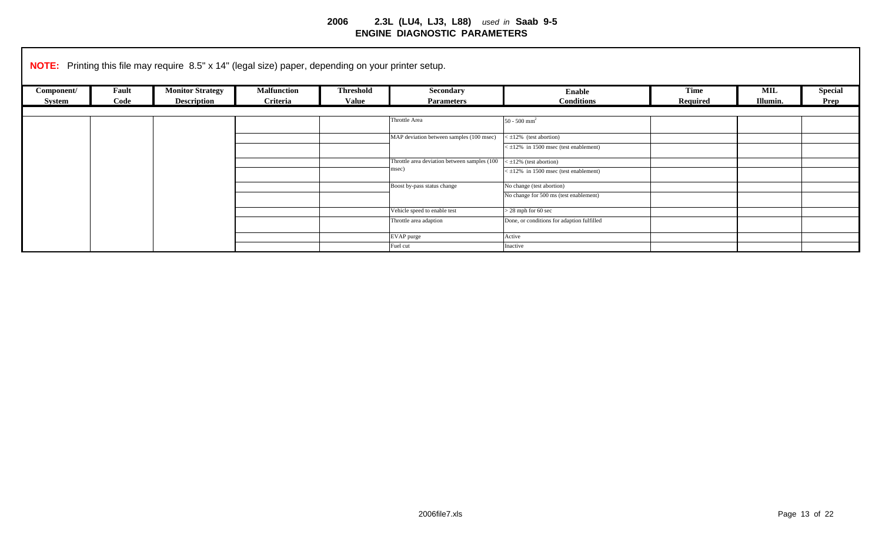# 2006 2.3L (LU4, LJ3, L88) *used in* Saab 9-5
## ENGINE DIAGNOSTIC PARAMETERS

**NOTE:** Printing this file may require 8.5" x 14" (legal size) paper, depending on your printer setup.

| Component/ System | Fault Code | Monitor Strategy Description | Malfunction Criteria | Threshold Value | Secondary Parameters | Enable Conditions | Time Required | MIL Illumin. | Special Prep |
|---|---|---|---|---|---|---|---|---|---|
| | | | | | Throttle Area | 50 - 500 $mm^2$ | | | |
| | | | | | MAP deviation between samples (100 msec) | < ±12% (test abortion) | | | |
| | | | | | | < ±12% in 1500 msec (test enablement) | | | |
| | | | | | Throttle area deviation between samples (100 msec) | < ±12% (test abortion) | | | |
| | | | | | | < ±12% in 1500 msec (test enablement) | | | |
| | | | | | Boost by-pass status change | No change (test abortion) | | | |
| | | | | | | No change for 500 ms (test enablement) | | | |
| | | | | | Vehicle speed to enable test | > 28 mph for 60 sec | | | |
| | | | | | Throttle area adaption | Done, or conditions for adaption fulfilled | | | |
| | | | | | EVAP purge | Active | | | |
| | | | | | Fuel cut | Inactive | | | |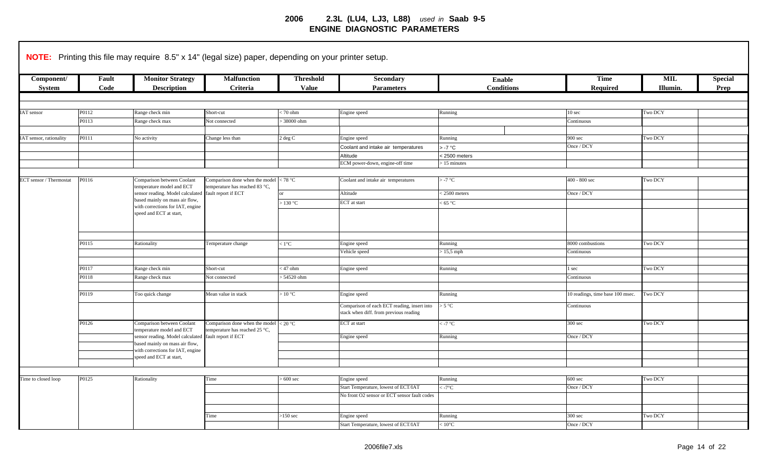# 2006 2.3L (LU4, LJ3, L88) *used in* Saab 9-5
## ENGINE DIAGNOSTIC PARAMETERS

**NOTE:** Printing this file may require 8.5" x 14" (legal size) paper, depending on your printer setup.

| Component/ System | Fault Code | Monitor Strategy Description | Malfunction Criteria | Threshold Value | Secondary Parameters | Enable Conditions | Time Required | MIL Illumin. | Special Prep |
|---|---|---|---|---|---|---|---|---|---|
| IAT sensor | P0112 | Range check min | Short-cut | < 70 ohm | Engine speed | Running | 10 sec | Two DCY | |
| | P0113 | Range check max | Not connected | > 38000 ohm | | | Continuous | | |
| IAT sensor, rationality | P0111 | No activity | Change less than | 2 deg C | Engine speed | Running | 900 sec | Two DCY | |
| | | | | | Coolant and intake air temperatures | > -7 °C | Once / DCY | | |
| | | | | | Altitude | < 2500 meters | | | |
| | | | | | ECM power-down, engine-off time | > 15 minutes | | | |
| ECT sensor / Thermostat | P0116 | Comparison between Coolant temperature model and ECT sensor reading. Model calculated based mainly on mass air flow, with corrections for IAT, engine speed and ECT at start, | Comparison done when the model temperature has reached 83 °C, fault report if ECT | < 78 °C | Coolant and intake air temperatures | > -7 °C | 400 - 800 sec | Two DCY | |
| | | | | or | Altitude | < 2500 meters | Once / DCY | | |
| | | | | > 130 °C | ECT at start | < 65 °C | | | |
| | P0115 | Rationality | Temperature change | < 1°C | Engine speed | Running | 8000 combustions | Two DCY | |
| | | | | | Vehicle speed | > 15,5 mph | Continuous | | |
| | P0117 | Range check min | Short-cut | < 47 ohm | Engine speed | Running | 1 sec | Two DCY | |
| | P0118 | Range check max | Not connected | > 54520 ohm | | | Continuous | | |
| | P0119 | Too quick change | Mean value in stack | > 10 °C | Engine speed | Running | 10 readings, time base 100 msec. | Two DCY | |
| | | | | | Comparison of each ECT reading, insert into stack when diff. from previous reading | > 5 °C | Continuous | | |
| | P0126 | Comparison between Coolant temperature model and ECT sensor reading. Model calculated based mainly on mass air flow, with corrections for IAT, engine speed and ECT at start, | Comparison done when the model temperature has reached 25 °C, fault report if ECT | < 20 °C | ECT at start | < -7 °C | 300 sec | Two DCY | |
| | | | | | Engine speed | Running | Once / DCY | | |
| Time to closed loop | P0125 | Rationality | Time | > 600 sec | Engine speed | Running | 600 sec | Two DCY | |
| | | | | | Start Temperature, lowest of ECT/IAT | < -7°C | Once / DCY | | |
| | | | | | No front O2 sensor or ECT sensor fault codes | | | | |
| | | | Time | >150 sec | Engine speed | Running | 300 sec | Two DCY | |
| | | | | | Start Temperature, lowest of ECT/IAT | < 10°C | Once / DCY | | |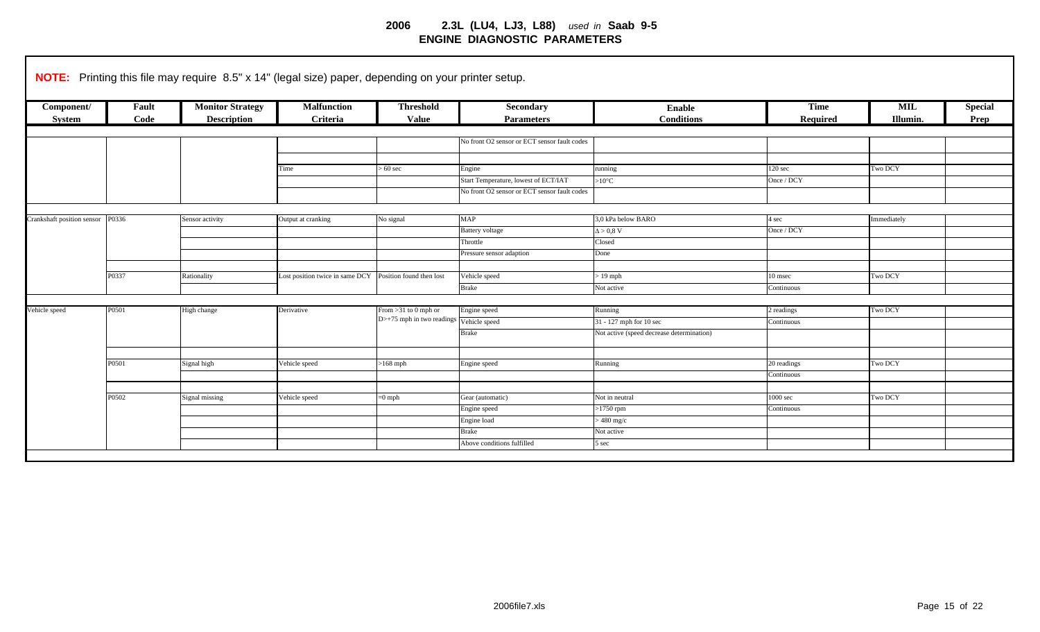# 2006 2.3L (LU4, LJ3, L88) *used in* Saab 9-5

## ENGINE DIAGNOSTIC PARAMETERS

**NOTE:** Printing this file may require 8.5" x 14" (legal size) paper, depending on your printer setup.

| Component/ System | Fault Code | Monitor Strategy Description | Malfunction Criteria | Threshold Value | Secondary Parameters | Enable Conditions | Time Required | MIL Illumin. | Special Prep |
|---|---|---|---|---|---|---|---|---|---|
| | | | | | No front O2 sensor or ECT sensor fault codes | | | | |
| | | | | | | | | | |
| | | | Time | > 60 sec | Engine | running | 120 sec | Two DCY | |
| | | | | | Start Temperature, lowest of ECT/IAT | >10°C | Once / DCY | | |
| | | | | | No front O2 sensor or ECT sensor fault codes | | | | |
| | | | | | | | | | |
| Crankshaft position sensor | P0336 | Sensor activity | Output at cranking | No signal | MAP | 3,0 kPa below BARO | 4 sec | Immediately | |
| | | | | | Battery voltage | Δ > 0,8 V | Once / DCY | | |
| | | | | | Throttle | Closed | | | |
| | | | | | Pressure sensor adaption | Done | | | |
| | | | | | | | | | |
| | P0337 | Rationality | Lost position twice in same DCY | Position found then lost | Vehicle speed | > 19 mph | 10 msec | Two DCY | |
| | | | | | Brake | Not active | Continuous | | |
| | | | | | | | | | |
| Vehicle speed | P0501 | High change | Derivative | From >31 to 0 mph or D>+75 mph in two readings | Engine speed | Running | 2 readings | Two DCY | |
| | | | | | Vehicle speed | 31 - 127 mph for 10 sec | Continuous | | |
| | | | | | Brake | Not active (speed decrease determination) | | | |
| | | | | | | | | | |
| | P0501 | Signal high | Vehicle speed | >168 mph | Engine speed | Running | 20 readings | Two DCY | |
| | | | | | | | Continuous | | |
| | | | | | | | | | |
| | P0502 | Signal missing | Vehicle speed | =0 mph | Gear (automatic) | Not in neutral | 1000 sec | Two DCY | |
| | | | | | Engine speed | >1750 rpm | Continuous | | |
| | | | | | Engine load | > 480 mg/c | | | |
| | | | | | Brake | Not active | | | |
| | | | | | Above conditions fulfilled | 5 sec | | | |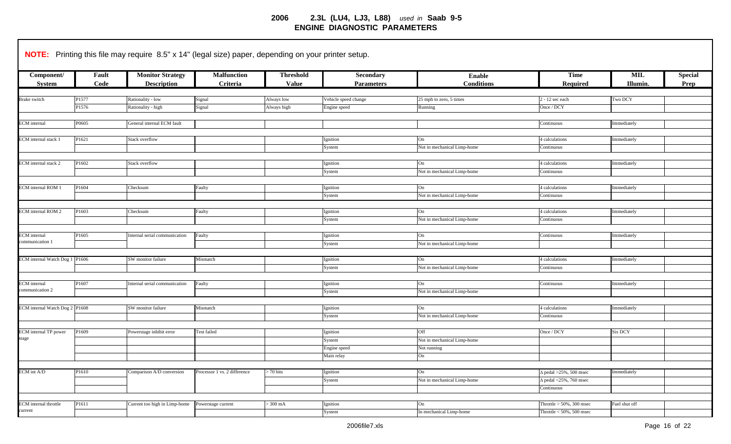# 2006 2.3L (LU4, LJ3, L88) *used in* Saab 9-5
## ENGINE DIAGNOSTIC PARAMETERS

**NOTE:** Printing this file may require 8.5" x 14" (legal size) paper, depending on your printer setup.

| Component/ System | Fault Code | Monitor Strategy Description | Malfunction Criteria | Threshold Value | Secondary Parameters | Enable Conditions | Time Required | MIL Illumin. | Special Prep |
|---|---|---|---|---|---|---|---|---|---|
| Brake switch | P1577 | Rationality - low | Signal | Always low | Vehicle speed change | 25 mph to zero, 5 times | 2 - 12 sec each | Two DCY | |
| | P1576 | Rationality - high | Signal | Always high | Engine speed | Running | Once / DCY | | |
| ECM internal | P0605 | General internal ECM fault | | | | | Continuous | Immediately | |
| ECM internal stack 1 | P1621 | Stack overflow | | | Ignition | On | 4 calculations | Immediately | |
| | | | | | System | Not in mechanical Limp-home | Continuous | | |
| ECM internal stack 2 | P1602 | Stack overflow | | | Ignition | On | 4 calculations | Immediately | |
| | | | | | System | Not in mechanical Limp-home | Continuous | | |
| ECM internal ROM 1 | P1604 | Checksum | Faulty | | Ignition | On | 4 calculations | Immediately | |
| | | | | | System | Not in mechanical Limp-home | Continuous | | |
| ECM internal ROM 2 | P1603 | Checksum | Faulty | | Ignition | On | 4 calculations | Immediately | |
| | | | | | System | Not in mechanical Limp-home | Continuous | | |
| ECM internal communication 1 | P1605 | Internal serial communication | Faulty | | Ignition | On | Continuous | Immediately | |
| | | | | | System | Not in mechanical Limp-home | | | |
| ECM internal Watch Dog 1 | P1606 | SW monitor failure | Mismatch | | Ignition | On | 4 calculations | Immediately | |
| | | | | | System | Not in mechanical Limp-home | Continuous | | |
| ECM internal communication 2 | P1607 | Internal serial communication | Faulty | | Ignition | On | Continuous | Immediately | |
| | | | | | System | Not in mechanical Limp-home | | | |
| ECM internal Watch Dog 2 | P1608 | SW monitor failure | Mismatch | | Ignition | On | 4 calculations | Immediately | |
| | | | | | System | Not in mechanical Limp-home | Continuous | | |
| ECM internal TP power stage | P1609 | Powerstage inhibit error | Test failed | | Ignition | Off | Once / DCY | Six DCY | |
| | | | | | System | Not in mechanical Limp-home | | | |
| | | | | | Engine speed | Not running | | | |
| | | | | | Main relay | On | | | |
| ECM int A/D | P1610 | Comparison A/D conversion | Processor 1 vs. 2 difference | > 70 bits | Ignition | On | Δ pedal >25%, 500 msec | Immediately | |
| | | | | | System | Not in mechanical Limp-home | Δ pedal <25%, 760 msec | | |
| | | | | | | | Continuous | | |
| ECM internal throttle current | P1611 | Current too high in Limp-home | Powerstage current | > 300 mA | Ignition | On | Throttle > 50%, 300 msec | Fuel shut off | |
| | | | | | System | In mechanical Limp-home | Throttle < 50%, 500 msec | | |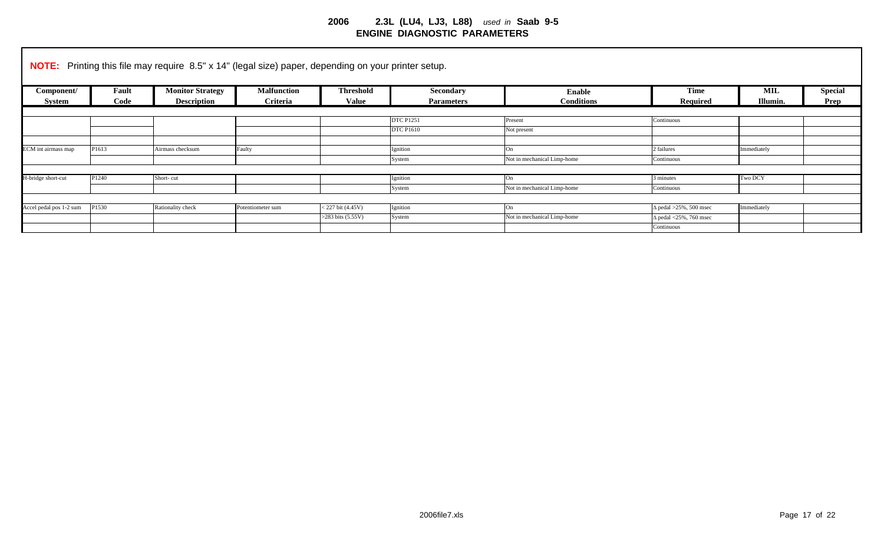# 2006 2.3L (LU4, LJ3, L88) *used in* Saab 9-5
## ENGINE DIAGNOSTIC PARAMETERS

**NOTE:** Printing this file may require 8.5" x 14" (legal size) paper, depending on your printer setup.

| Component/ System | Fault Code | Monitor Strategy Description | Malfunction Criteria | Threshold Value | Secondary Parameters | Enable Conditions | Time Required | MIL Illumin. | Special Prep |
|---|---|---|---|---|---|---|---|---|---|
| | | | | | | | | | |
| | | | | | DTC P1251 | Present | Continuous | | |
| | | | | | DTC P1610 | Not present | | | |
| | | | | | | | | | |
| ECM int airmass map | P1613 | Airmass checksum | Faulty | | Ignition | On | 2 failures | Immediately | |
| | | | | | System | Not in mechanical Limp-home | Continuous | | |
| | | | | | | | | | |
| H-bridge short-cut | P1240 | Short- cut | | | Ignition | On | 3 minutes | Two DCY | |
| | | | | | System | Not in mechanical Limp-home | Continuous | | |
| | | | | | | | | | |
| Accel pedal pos 1-2 sum | P1530 | Rationality check | Potentiometer sum | < 227 bit (4.45V) | Ignition | On | Δ pedal >25%, 500 msec | Immediately | |
| | | | | >283 bits (5.55V) | System | Not in mechanical Limp-home | Δ pedal <25%, 760 msec | | |
| | | | | | | | Continuous | | |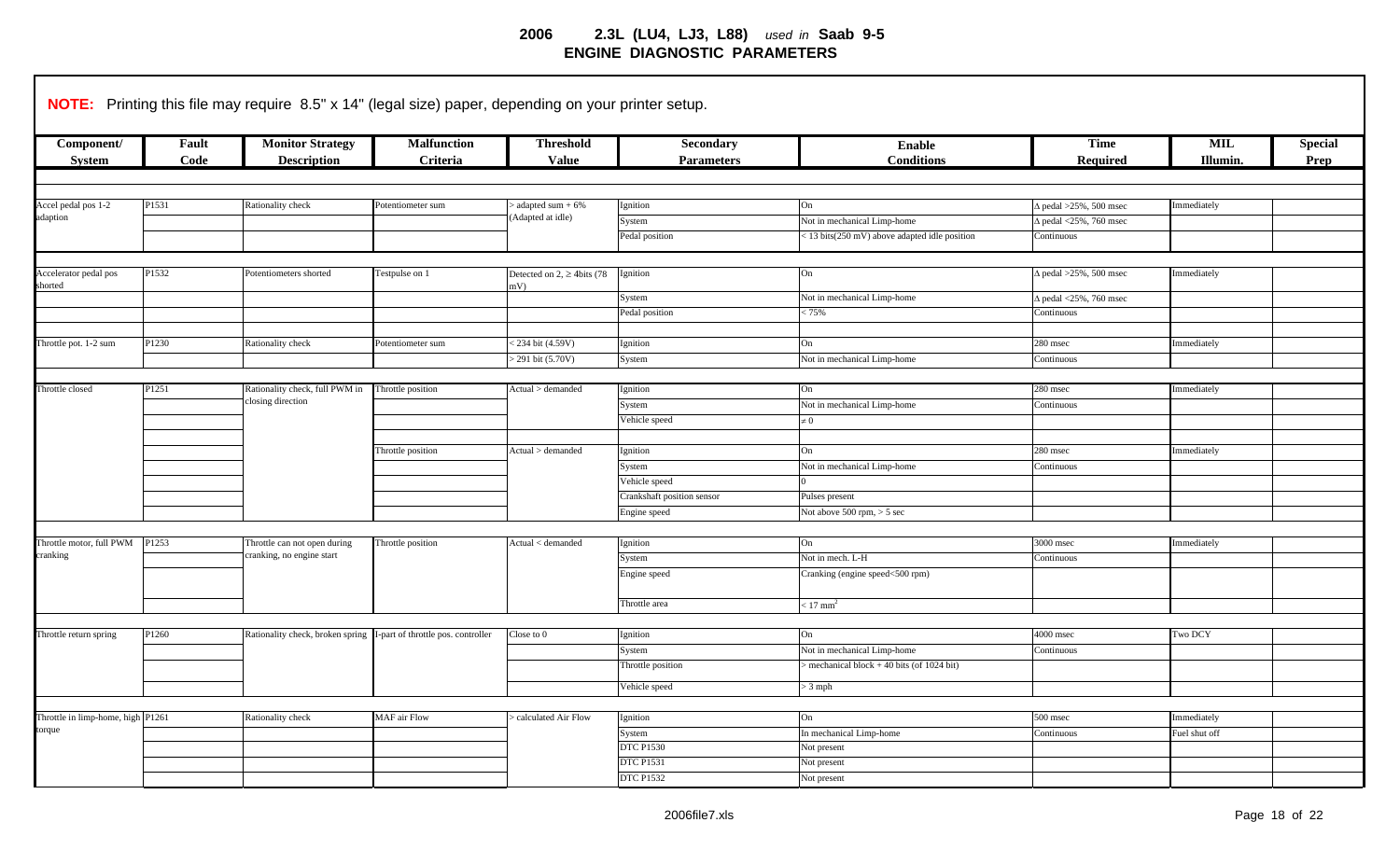# 2006 2.3L (LU4, LJ3, L88) *used in* Saab 9-5
## ENGINE DIAGNOSTIC PARAMETERS

**NOTE:** Printing this file may require 8.5" x 14" (legal size) paper, depending on your printer setup.

| Component/ System | Fault Code | Monitor Strategy Description | Malfunction Criteria | Threshold Value | Secondary Parameters | Enable Conditions | Time Required | MIL Illumin. | Special Prep |
|---|---|---|---|---|---|---|---|---|---|
| Accel pedal pos 1-2 adaption | P1531 | Rationality check | Potentiometer sum | > adapted sum + 6% (Adapted at idle) | Ignition | On | Δ pedal >25%, 500 msec | Immediately | |
| | | | | | System | Not in mechanical Limp-home | Δ pedal <25%, 760 msec | | |
| | | | | | Pedal position | < 13 bits(250 mV) above adapted idle position | Continuous | | |
| Accelerator pedal pos shorted | P1532 | Potentiometers shorted | Testpulse on 1 | Detected on 2, ≥ 4bits (78 mV) | Ignition | On | Δ pedal >25%, 500 msec | Immediately | |
| | | | | | System | Not in mechanical Limp-home | Δ pedal <25%, 760 msec | | |
| | | | | | Pedal position | < 75% | Continuous | | |
| Throttle pot. 1-2 sum | P1230 | Rationality check | Potentiometer sum | < 234 bit (4.59V) | Ignition | On | 280 msec | Immediately | |
| | | | | > 291 bit (5.70V) | System | Not in mechanical Limp-home | Continuous | | |
| Throttle closed | P1251 | Rationality check, full PWM in closing direction | Throttle position | Actual > demanded | Ignition | On | 280 msec | Immediately | |
| | | | | | System | Not in mechanical Limp-home | Continuous | | |
| | | | | | Vehicle speed | ≠ 0 | | | |
| | | | Throttle position | Actual > demanded | Ignition | On | 280 msec | Immediately | |
| | | | | | System | Not in mechanical Limp-home | Continuous | | |
| | | | | | Vehicle speed | 0 | | | |
| | | | | | Crankshaft position sensor | Pulses present | | | |
| | | | | | Engine speed | Not above 500 rpm, > 5 sec | | | |
| Throttle motor, full PWM cranking | P1253 | Throttle can not open during cranking, no engine start | Throttle position | Actual < demanded | Ignition | On | 3000 msec | Immediately | |
| | | | | | System | Not in mech. L-H | Continuous | | |
| | | | | | Engine speed | Cranking (engine speed<500 rpm) | | | |
| | | | | | Throttle area | $< 17\ mm^2$ | | | |
| Throttle return spring | P1260 | Rationality check, broken spring | I-part of throttle pos. controller | Close to 0 | Ignition | On | 4000 msec | Two DCY | |
| | | | | | System | Not in mechanical Limp-home | Continuous | | |
| | | | | | Throttle position | > mechanical block + 40 bits (of 1024 bit) | | | |
| | | | | | Vehicle speed | > 3 mph | | | |
| Throttle in limp-home, high torque | P1261 | Rationality check | MAF air Flow | > calculated Air Flow | Ignition | On | 500 msec | Immediately | |
| | | | | | System | In mechanical Limp-home | Continuous | Fuel shut off | |
| | | | | | DTC P1530 | Not present | | | |
| | | | | | DTC P1531 | Not present | | | |
| | | | | | DTC P1532 | Not present | | | |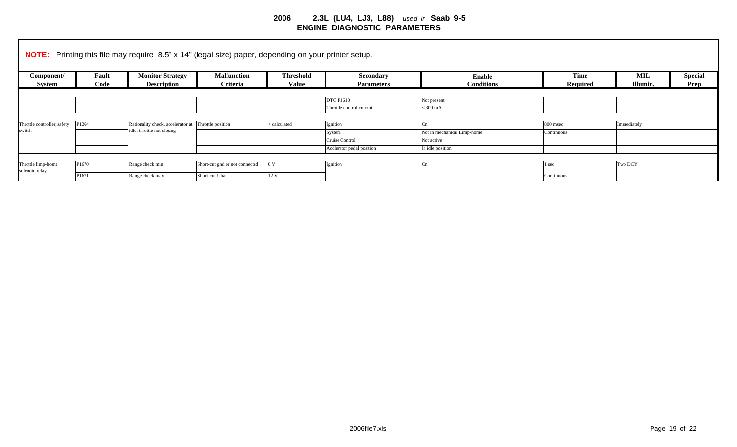# 2006 2.3L (LU4, LJ3, L88) *used in* Saab 9-5
## ENGINE DIAGNOSTIC PARAMETERS

**NOTE:** Printing this file may require 8.5" x 14" (legal size) paper, depending on your printer setup.

| Component/ System | Fault Code | Monitor Strategy Description | Malfunction Criteria | Threshold Value | Secondary Parameters | Enable Conditions | Time Required | MIL Illumin. | Special Prep |
|---|---|---|---|---|---|---|---|---|---|
| | | | | | DTC P1610 | Not present | | | |
| | | | | | Throttle control current | < 300 mA | | | |
| Throttle controller, safety switch | P1264 | Rationality check, accelerator at idle, throttle not closing | Throttle position | > calculated | Ignition | On | 800 msec | Immediately | |
| | | | | | System | Not in mechanical Limp-home | Continuous | | |
| | | | | | Cruise Control | Not active | | | |
| | | | | | Acclerator pedal position | In idle position | | | |
| Throttle limp-home solenoid relay | P1670 | Range check min | Short-cut gnd or not connected | 0 V | Ignition | On | 1 sec | Two DCY | |
| | P1671 | Range check max | Short-cut Ubatt | 12 V | | | Continuous | | |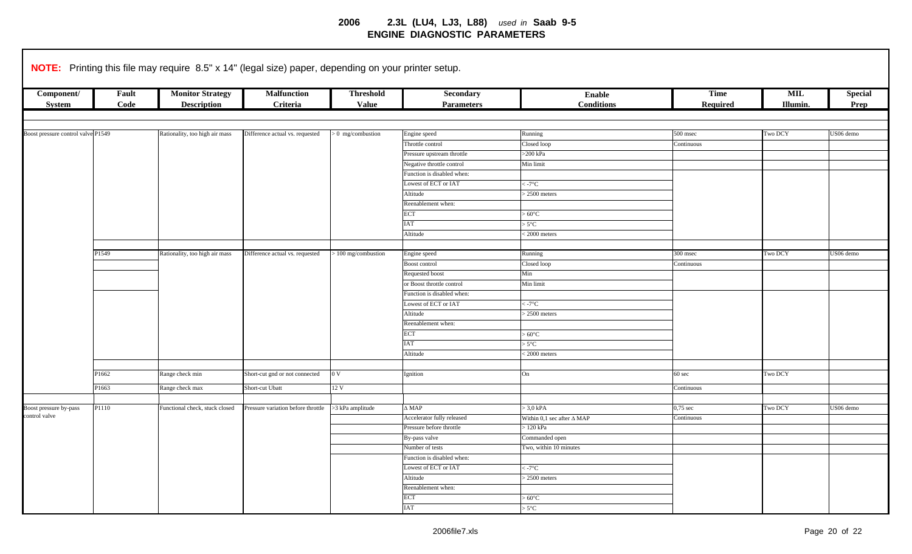# 2006 2.3L (LU4, LJ3, L88) *used in* Saab 9-5
## ENGINE DIAGNOSTIC PARAMETERS

**NOTE:** Printing this file may require 8.5" x 14" (legal size) paper, depending on your printer setup.

| Component/ System | Fault Code | Monitor Strategy Description | Malfunction Criteria | Threshold Value | Secondary Parameters | Enable Conditions | Time Required | MIL Illumin. | Special Prep |
|---|---|---|---|---|---|---|---|---|---|
| Boost pressure control valve | P1549 | Rationality, too high air mass | Difference actual vs. requested | > 0 mg/combustion | Engine speed | Running | 500 msec | Two DCY | US06 demo |
| | | | | | Throttle control | Closed loop | Continuous | | |
| | | | | | Pressure upstream throttle | >200 kPa | | | |
| | | | | | Negative throttle control | Min limit | | | |
| | | | | | Function is disabled when: | | | | |
| | | | | | Lowest of ECT or IAT | < -7°C | | | |
| | | | | | Altitude | > 2500 meters | | | |
| | | | | | Reenablement when: | | | | |
| | | | | | ECT | > 60°C | | | |
| | | | | | IAT | > 5°C | | | |
| | | | | | Altitude | < 2000 meters | | | |
| | P1549 | Rationality, too high air mass | Difference actual vs. requested | > 100 mg/combustion | Engine speed | Running | 300 msec | Two DCY | US06 demo |
| | | | | | Boost control | Closed loop | Continuous | | |
| | | | | | Requested boost | Min | | | |
| | | | | | or Boost throttle control | Min limit | | | |
| | | | | | Function is disabled when: | | | | |
| | | | | | Lowest of ECT or IAT | < -7°C | | | |
| | | | | | Altitude | > 2500 meters | | | |
| | | | | | Reenablement when: | | | | |
| | | | | | ECT | > 60°C | | | |
| | | | | | IAT | > 5°C | | | |
| | | | | | Altitude | < 2000 meters | | | |
| | P1662 | Range check min | Short-cut gnd or not connected | 0 V | Ignition | On | 60 sec | Two DCY | |
| | P1663 | Range check max | Short-cut Ubatt | 12 V | | | Continuous | | |
| Boost pressure by-pass control valve | P1110 | Functional check, stuck closed | Pressure variation before throttle | >3 kPa amplitude | Δ MAP | > 3,0 kPA | 0,75 sec | Two DCY | US06 demo |
| | | | | | Accelerator fully released | Within 0,1 sec after Δ MAP | Continuous | | |
| | | | | | Pressure before throttle | > 120 kPa | | | |
| | | | | | By-pass valve | Commanded open | | | |
| | | | | | Number of tests | Two, within 10 minutes | | | |
| | | | | | Function is disabled when: | | | | |
| | | | | | Lowest of ECT or IAT | < -7°C | | | |
| | | | | | Altitude | > 2500 meters | | | |
| | | | | | Reenablement when: | | | | |
| | | | | | ECT | > 60°C | | | |
| | | | | | IAT | > 5°C | | | |

2006file7.xls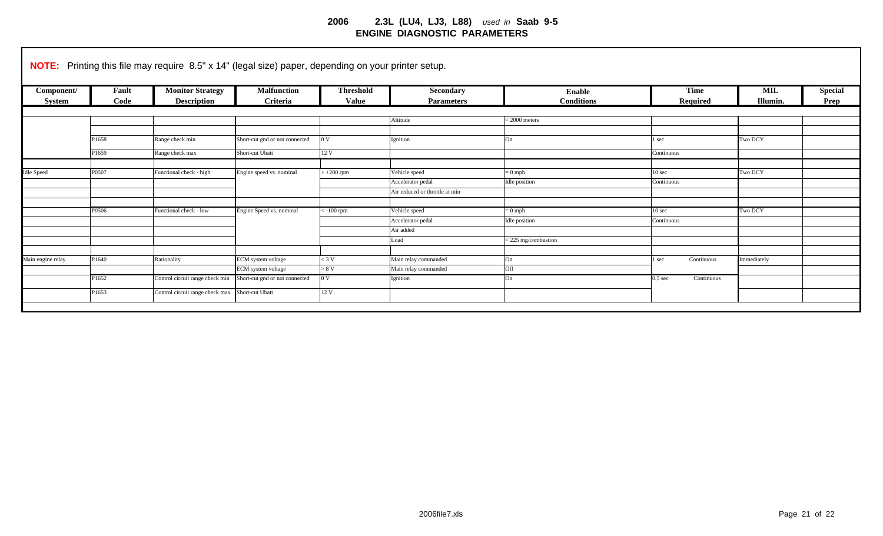# 2006 2.3L (LU4, LJ3, L88) *used in* Saab 9-5
## ENGINE DIAGNOSTIC PARAMETERS

**NOTE:** Printing this file may require 8.5" x 14" (legal size) paper, depending on your printer setup.

| Component/ System | Fault Code | Monitor Strategy Description | Malfunction Criteria | Threshold Value | Secondary Parameters | Enable Conditions | Time Required | MIL Illumin. | Special Prep |
|---|---|---|---|---|---|---|---|---|---|
| | | | | | Altitude | < 2000 meters | | | |
| | | | | | | | | | |
| | P1658 | Range check min | Short-cut gnd or not connected | 0 V | Ignition | On | 1 sec | Two DCY | |
| | P1659 | Range check max | Short-cut Ubatt | 12 V | | | Continuous | | |
| | | | | | | | | | |
| Idle Speed | P0507 | Functional check - high | Engine speed vs. nominal | > +200 rpm | Vehicle speed | = 0 mph | 10 sec | Two DCY | |
| | | | | | Accelerator pedal | Idle position | Continuous | | |
| | | | | | Air reduced or throttle at min | | | | |
| | | | | | | | | | |
| | P0506 | Functional check - low | Engine Speed vs. nominal | < -100 rpm | Vehicle speed | = 0 mph | 10 sec | Two DCY | |
| | | | | | Accelerator pedal | Idle position | Continuous | | |
| | | | | | Air added | | | | |
| | | | | | Load | < 225 mg/combustion | | | |
| | | | | | | | | | |
| Main engine relay | P1640 | Rationality | ECM system voltage | < 3 V | Main relay commanded | On | 1 sec Continuous | Immediately | |
| | | | ECM system voltage | > 8 V | Main relay commanded | Off | | | |
| | P1652 | Control circuit range check min | Short-cut gnd or not connected | 0 V | Ignition | On | 0,5 sec Continuous | | |
| | P1653 | Control circuit range check max | Short-cut Ubatt | 12 V | | | | | |

2006file7.xls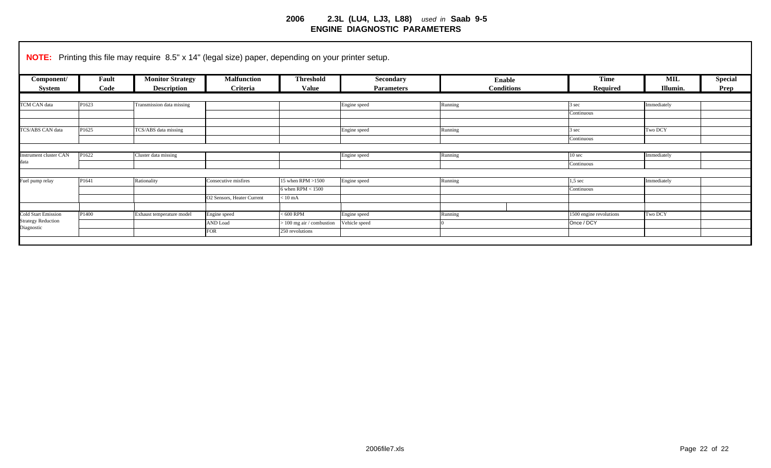# 2006 2.3L (LU4, LJ3, L88) *used in* Saab 9-5
## ENGINE DIAGNOSTIC PARAMETERS

**NOTE:** Printing this file may require 8.5" x 14" (legal size) paper, depending on your printer setup.

| Component/ System | Fault Code | Monitor Strategy Description | Malfunction Criteria | Threshold Value | Secondary Parameters | Enable Conditions | Time Required | MIL Illumin. | Special Prep |
|---|---|---|---|---|---|---|---|---|---|
| TCM CAN data | P1623 | Transmission data missing | | | Engine speed | Running | 3 sec | Immediately | |
| | | | | | | | Continuous | | |
| TCS/ABS CAN data | P1625 | TCS/ABS data missing | | | Engine speed | Running | 3 sec | Two DCY | |
| | | | | | | | Continuous | | |
| Instrument cluster CAN data | P1622 | Cluster data missing | | | Engine speed | Running | 10 sec | Immediately | |
| | | | | | | | Continuous | | |
| Fuel pump relay | P1641 | Rationality | Consecutive misfires | 15 when RPM >1500 | Engine speed | Running | 1,5 sec | Immediately | |
| | | | | 6 when RPM < 1500 | | | Continuous | | |
| | | | O2 Sensors, Heater Current | < 10 mA | | | | | |
| Cold Start Emission Strategy Reduction Diagnostic | P1400 | Exhaust temperature model | Engine speed | < 600 RPM | Engine speed | Running | 1500 engine revolutions | Two DCY | |
| | | | AND Load | > 100 mg air / combustion | Vehicle speed | 0 | Once / DCY | | |
| | | | FOR | 250 revolutions | | | | | |